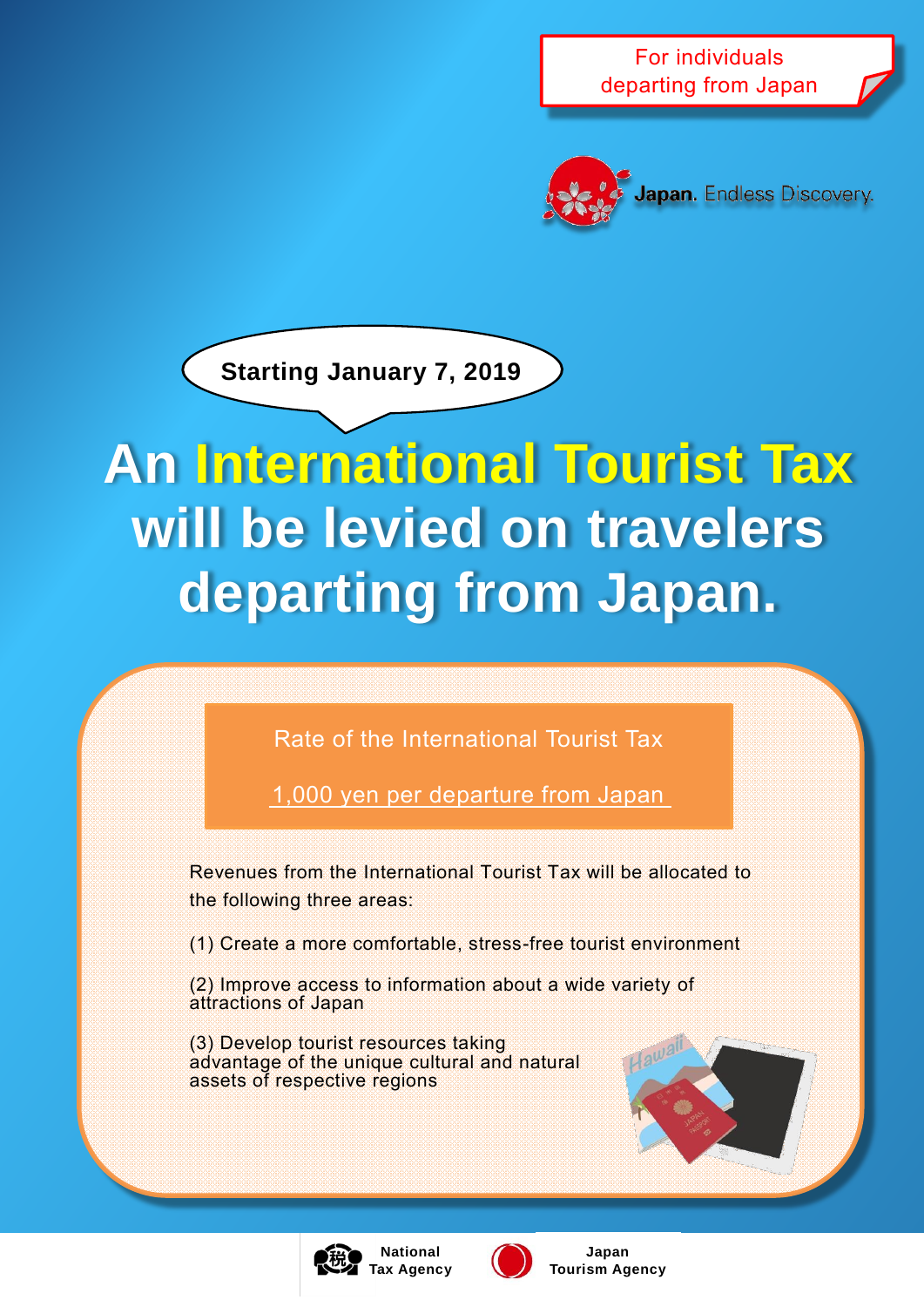For individuals departing from Japan

Japan. Endless Discovery.

Starting January 7, 2019

# An International Tourist Tax will be levied on travelers departing from Japan.

**Rate of the International Tourist Tax**

1,000 yen per departure from Japan

Revenues from the International Tourist Tax will be allocated to the following three areas:

(1) Create a more comfortable, stress-free tourist environment

(2) Improve access to information about a wide variety of attractions of Japan

(3) Develop tourist resources taking advantage of the unique cultural and natural assets of respective regions

National Tax Agency

Japan Tourism Agency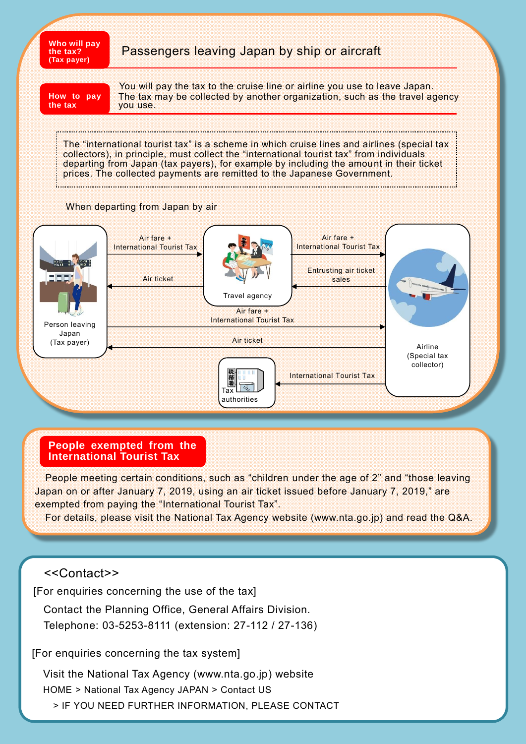**Who will pay the tax? (Tax payer)**

Passengers leaving Japan by ship or aircraft

**How to pay the tax**

You will pay the tax to the cruise line or airline you use to leave Japan.
The tax may be collected by another organization, such as the travel agency you use.

The "international tourist tax" is a scheme in which cruise lines and airlines (special tax collectors), in principle, must collect the "international tourist tax" from individuals departing from Japan (tax payers), for example by including the amount in their ticket prices. The collected payments are remitted to the Japanese Government.

When departing from Japan by air

Person leaving Japan (Tax payer)

Air fare + International Tourist Tax

Air ticket

Travel agency

Air fare + International Tourist Tax

Entrusting air ticket sales

Air fare + International Tourist Tax

Air ticket

Airline (Special tax collector)

International Tourist Tax

Tax authorities

## People exempted from the International Tourist Tax

People meeting certain conditions, such as "children under the age of 2" and "those leaving Japan on or after January 7, 2019, using an air ticket issued before January 7, 2019," are exempted from paying the "International Tourist Tax".

For details, please visit the National Tax Agency website (www.nta.go.jp) and read the Q&A.

<<Contact>>

[For enquiries concerning the use of the tax]

Contact the Planning Office, General Affairs Division.
Telephone: 03-5253-8111 (extension: 27-112 / 27-136)

[For enquiries concerning the tax system]

Visit the National Tax Agency (www.nta.go.jp) website
HOME > National Tax Agency JAPAN > Contact US
> IF YOU NEED FURTHER INFORMATION, PLEASE CONTACT